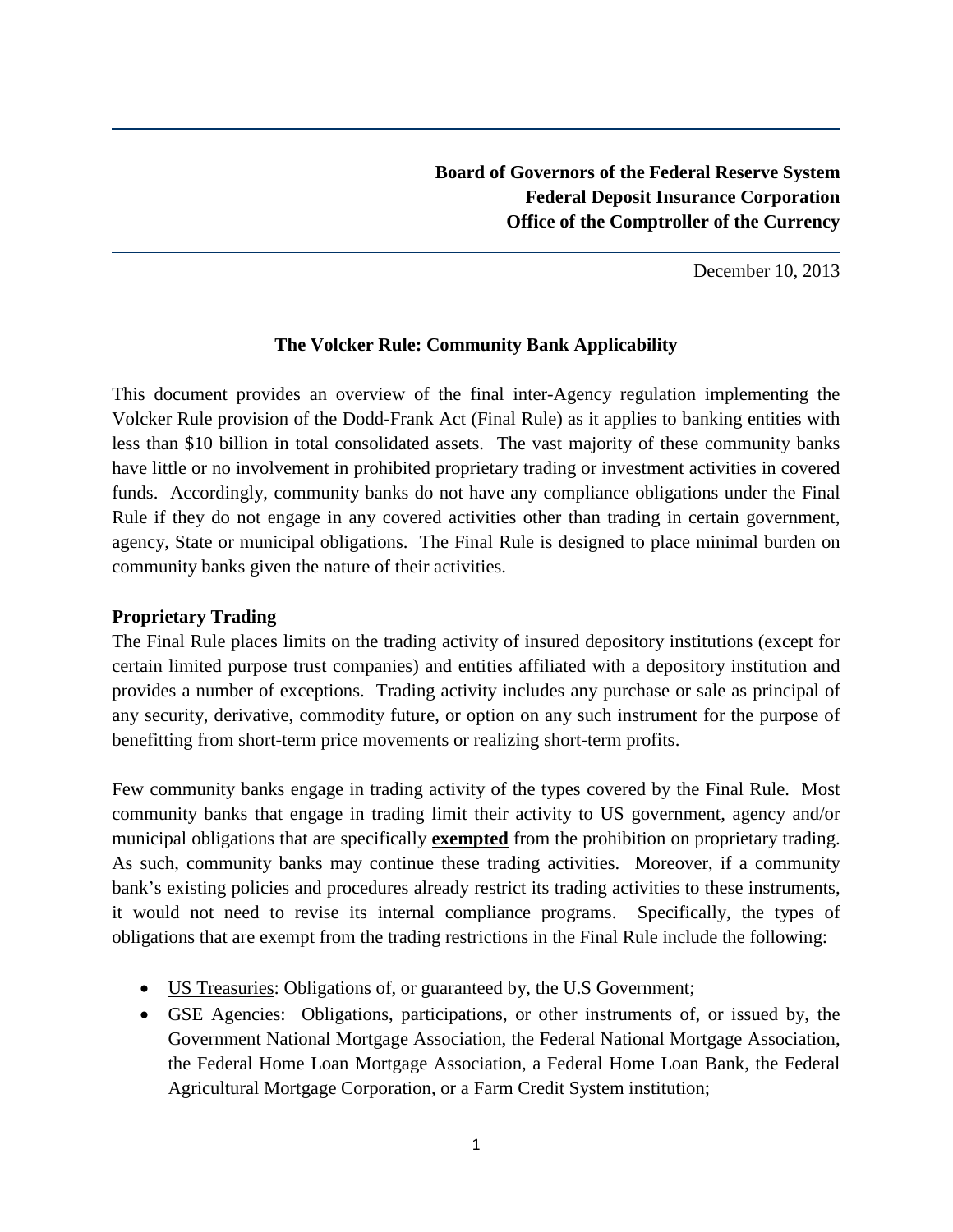**Board of Governors of the Federal Reserve System**
**Federal Deposit Insurance Corporation**
**Office of the Comptroller of the Currency**

December 10, 2013

## The Volcker Rule: Community Bank Applicability

This document provides an overview of the final inter-Agency regulation implementing the Volcker Rule provision of the Dodd-Frank Act (Final Rule) as it applies to banking entities with less than $10 billion in total consolidated assets. The vast majority of these community banks have little or no involvement in prohibited proprietary trading or investment activities in covered funds. Accordingly, community banks do not have any compliance obligations under the Final Rule if they do not engage in any covered activities other than trading in certain government, agency, State or municipal obligations. The Final Rule is designed to place minimal burden on community banks given the nature of their activities.

### Proprietary Trading

The Final Rule places limits on the trading activity of insured depository institutions (except for certain limited purpose trust companies) and entities affiliated with a depository institution and provides a number of exceptions. Trading activity includes any purchase or sale as principal of any security, derivative, commodity future, or option on any such instrument for the purpose of benefitting from short-term price movements or realizing short-term profits.

Few community banks engage in trading activity of the types covered by the Final Rule. Most community banks that engage in trading limit their activity to US government, agency and/or municipal obligations that are specifically **exempted** from the prohibition on proprietary trading. As such, community banks may continue these trading activities. Moreover, if a community bank's existing policies and procedures already restrict its trading activities to these instruments, it would not need to revise its internal compliance programs. Specifically, the types of obligations that are exempt from the trading restrictions in the Final Rule include the following:

- US Treasuries: Obligations of, or guaranteed by, the U.S Government;
- GSE Agencies: Obligations, participations, or other instruments of, or issued by, the Government National Mortgage Association, the Federal National Mortgage Association, the Federal Home Loan Mortgage Association, a Federal Home Loan Bank, the Federal Agricultural Mortgage Corporation, or a Farm Credit System institution;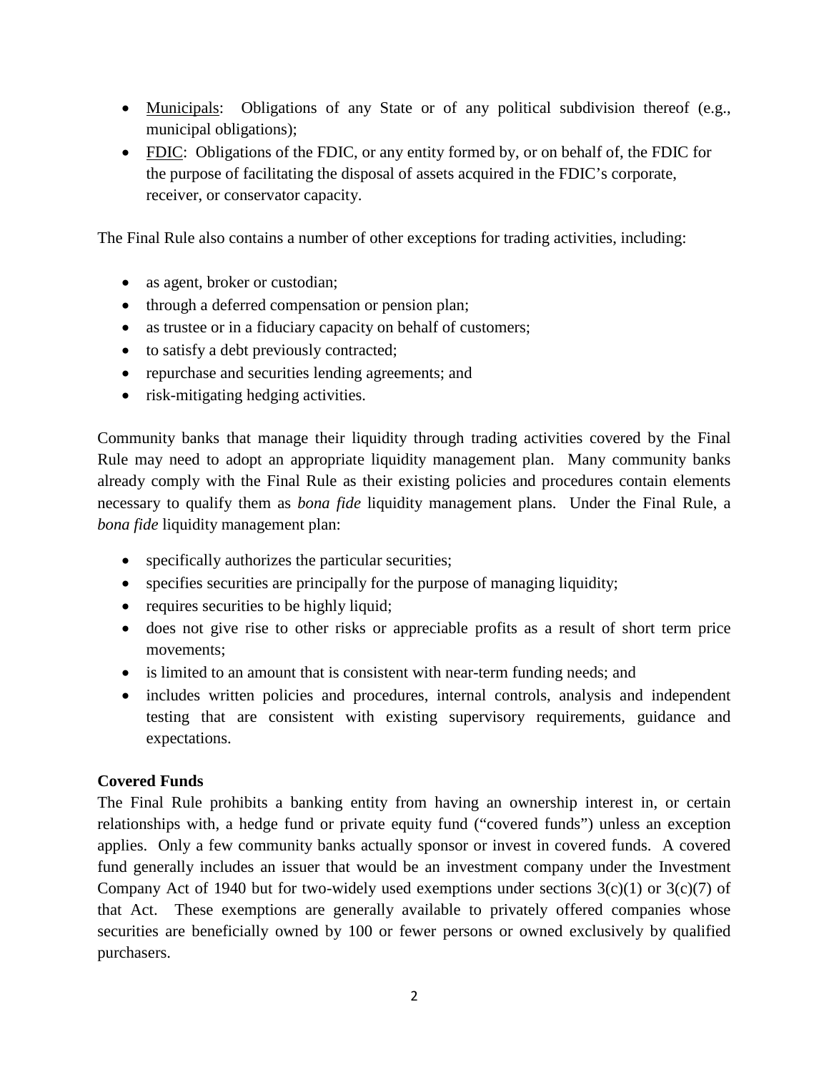- Municipals: Obligations of any State or of any political subdivision thereof (e.g., municipal obligations);
- FDIC: Obligations of the FDIC, or any entity formed by, or on behalf of, the FDIC for the purpose of facilitating the disposal of assets acquired in the FDIC's corporate, receiver, or conservator capacity.

The Final Rule also contains a number of other exceptions for trading activities, including:

- as agent, broker or custodian;
- through a deferred compensation or pension plan;
- as trustee or in a fiduciary capacity on behalf of customers;
- to satisfy a debt previously contracted;
- repurchase and securities lending agreements; and
- risk-mitigating hedging activities.

Community banks that manage their liquidity through trading activities covered by the Final Rule may need to adopt an appropriate liquidity management plan. Many community banks already comply with the Final Rule as their existing policies and procedures contain elements necessary to qualify them as *bona fide* liquidity management plans. Under the Final Rule, a *bona fide* liquidity management plan:

- specifically authorizes the particular securities;
- specifies securities are principally for the purpose of managing liquidity;
- requires securities to be highly liquid;
- does not give rise to other risks or appreciable profits as a result of short term price movements;
- is limited to an amount that is consistent with near-term funding needs; and
- includes written policies and procedures, internal controls, analysis and independent testing that are consistent with existing supervisory requirements, guidance and expectations.

**Covered Funds**

The Final Rule prohibits a banking entity from having an ownership interest in, or certain relationships with, a hedge fund or private equity fund ("covered funds") unless an exception applies. Only a few community banks actually sponsor or invest in covered funds. A covered fund generally includes an issuer that would be an investment company under the Investment Company Act of 1940 but for two-widely used exemptions under sections 3(c)(1) or 3(c)(7) of that Act. These exemptions are generally available to privately offered companies whose securities are beneficially owned by 100 or fewer persons or owned exclusively by qualified purchasers.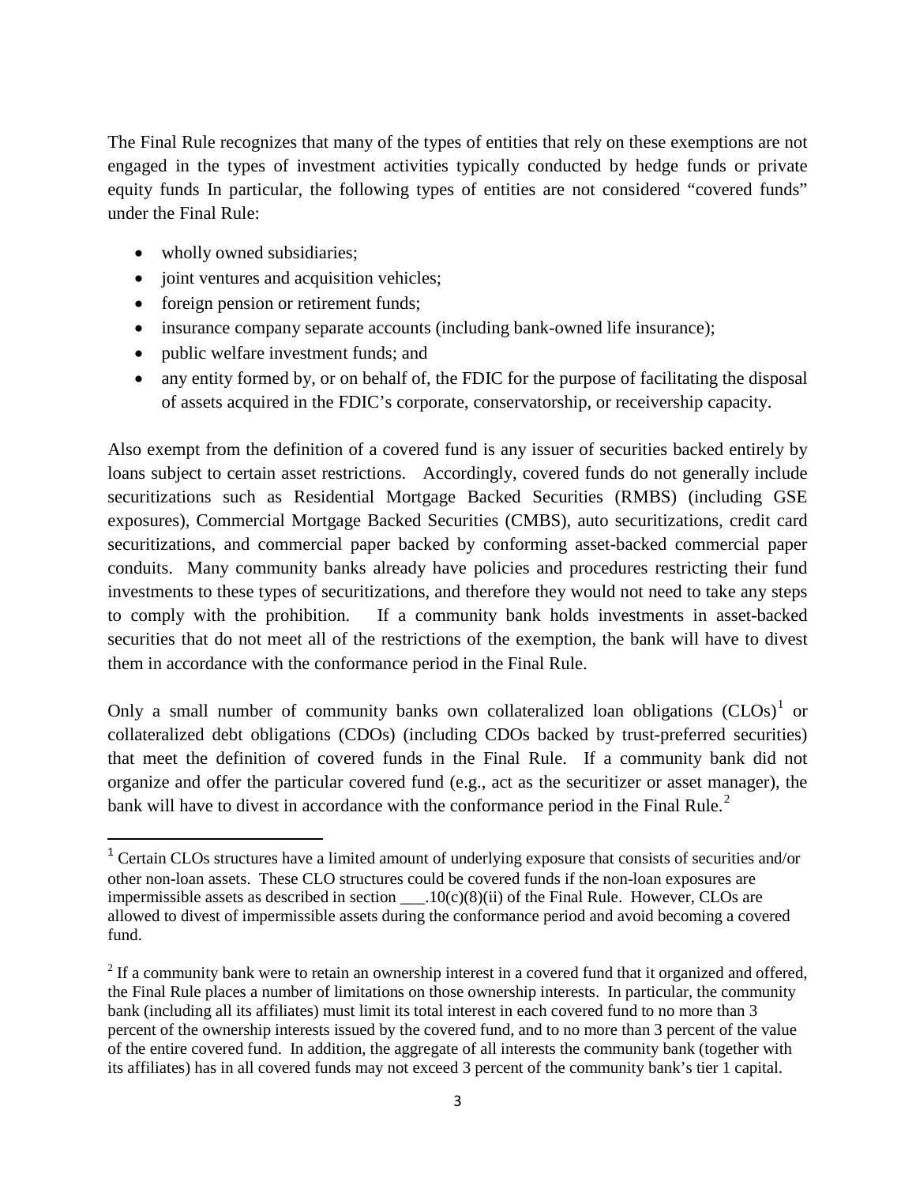The Final Rule recognizes that many of the types of entities that rely on these exemptions are not engaged in the types of investment activities typically conducted by hedge funds or private equity funds In particular, the following types of entities are not considered "covered funds" under the Final Rule:

- wholly owned subsidiaries;
- joint ventures and acquisition vehicles;
- foreign pension or retirement funds;
- insurance company separate accounts (including bank-owned life insurance);
- public welfare investment funds; and
- any entity formed by, or on behalf of, the FDIC for the purpose of facilitating the disposal of assets acquired in the FDIC's corporate, conservatorship, or receivership capacity.

Also exempt from the definition of a covered fund is any issuer of securities backed entirely by loans subject to certain asset restrictions. Accordingly, covered funds do not generally include securitizations such as Residential Mortgage Backed Securities (RMBS) (including GSE exposures), Commercial Mortgage Backed Securities (CMBS), auto securitizations, credit card securitizations, and commercial paper backed by conforming asset-backed commercial paper conduits. Many community banks already have policies and procedures restricting their fund investments to these types of securitizations, and therefore they would not need to take any steps to comply with the prohibition. If a community bank holds investments in asset-backed securities that do not meet all of the restrictions of the exemption, the bank will have to divest them in accordance with the conformance period in the Final Rule.

Only a small number of community banks own collateralized loan obligations (CLOs)[1] or collateralized debt obligations (CDOs) (including CDOs backed by trust-preferred securities) that meet the definition of covered funds in the Final Rule. If a community bank did not organize and offer the particular covered fund (e.g., act as the securitizer or asset manager), the bank will have to divest in accordance with the conformance period in the Final Rule.[2]

---

[1] Certain CLOs structures have a limited amount of underlying exposure that consists of securities and/or other non-loan assets. These CLO structures could be covered funds if the non-loan exposures are impermissible assets as described in section ___.10(c)(8)(ii) of the Final Rule. However, CLOs are allowed to divest of impermissible assets during the conformance period and avoid becoming a covered fund.

[2] If a community bank were to retain an ownership interest in a covered fund that it organized and offered, the Final Rule places a number of limitations on those ownership interests. In particular, the community bank (including all its affiliates) must limit its total interest in each covered fund to no more than 3 percent of the ownership interests issued by the covered fund, and to no more than 3 percent of the value of the entire covered fund. In addition, the aggregate of all interests the community bank (together with its affiliates) has in all covered funds may not exceed 3 percent of the community bank's tier 1 capital.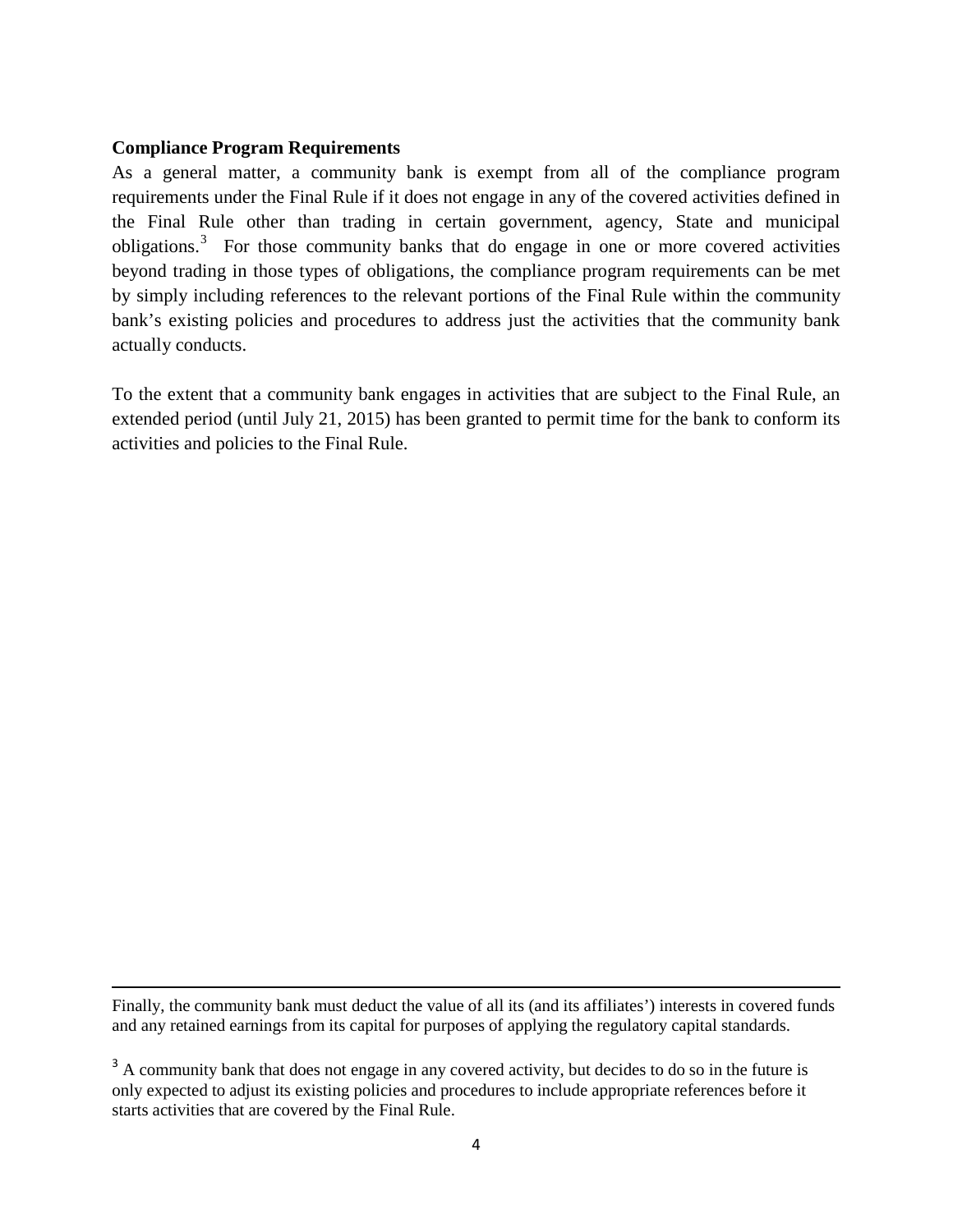**Compliance Program Requirements**

As a general matter, a community bank is exempt from all of the compliance program requirements under the Final Rule if it does not engage in any of the covered activities defined in the Final Rule other than trading in certain government, agency, State and municipal obligations.[3] For those community banks that do engage in one or more covered activities beyond trading in those types of obligations, the compliance program requirements can be met by simply including references to the relevant portions of the Final Rule within the community bank's existing policies and procedures to address just the activities that the community bank actually conducts.

To the extent that a community bank engages in activities that are subject to the Final Rule, an extended period (until July 21, 2015) has been granted to permit time for the bank to conform its activities and policies to the Final Rule.

---

Finally, the community bank must deduct the value of all its (and its affiliates') interests in covered funds and any retained earnings from its capital for purposes of applying the regulatory capital standards.

[3] A community bank that does not engage in any covered activity, but decides to do so in the future is only expected to adjust its existing policies and procedures to include appropriate references before it starts activities that are covered by the Final Rule.